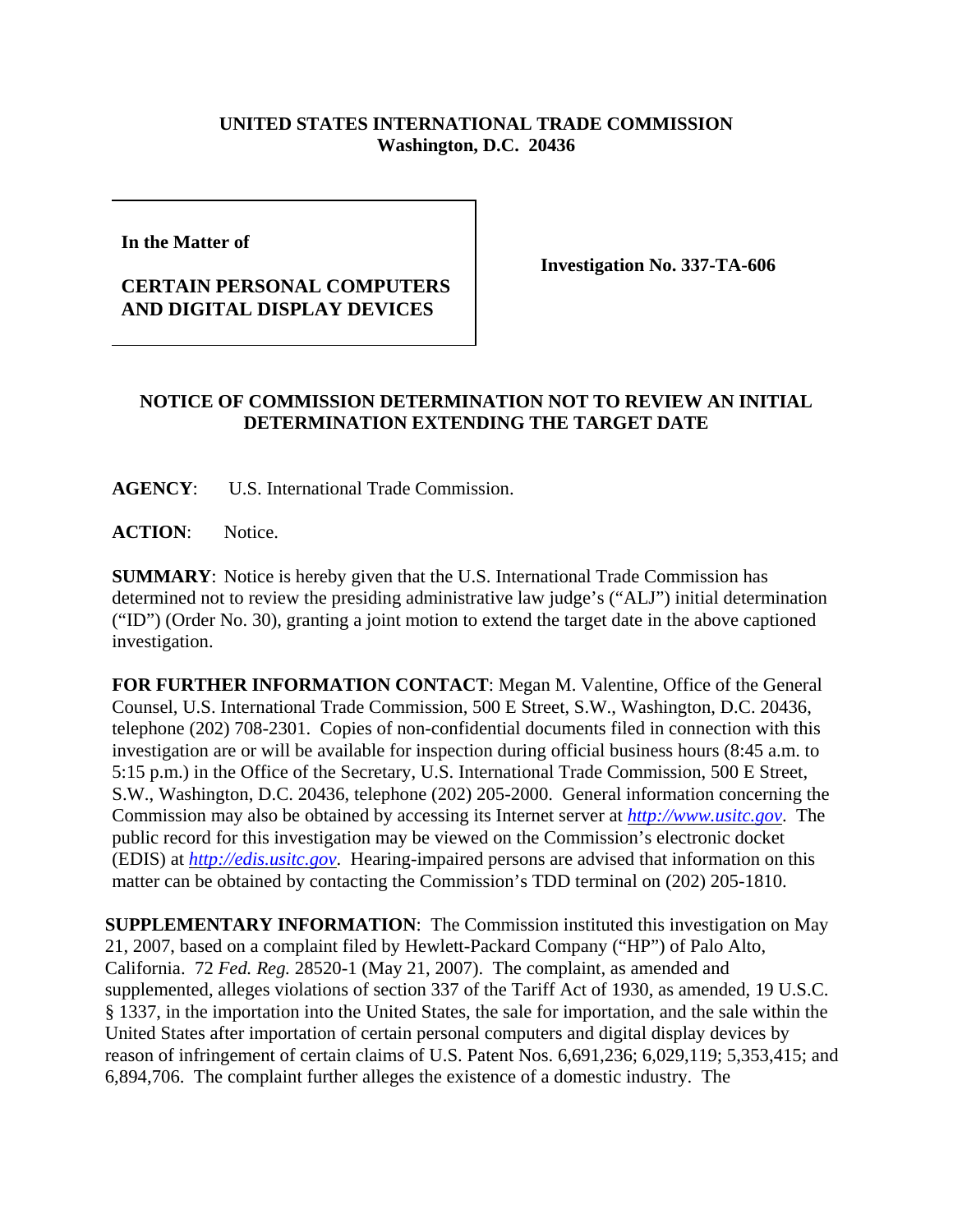**UNITED STATES INTERNATIONAL TRADE COMMISSION**
**Washington, D.C. 20436**

| | |
|---|---|
| **In the Matter of**<br><br>**CERTAIN PERSONAL COMPUTERS AND DIGITAL DISPLAY DEVICES** | **Investigation No. 337-TA-606** |

**NOTICE OF COMMISSION DETERMINATION NOT TO REVIEW AN INITIAL DETERMINATION EXTENDING THE TARGET DATE**

**AGENCY**: U.S. International Trade Commission.

**ACTION**: Notice.

**SUMMARY**: Notice is hereby given that the U.S. International Trade Commission has determined not to review the presiding administrative law judge's ("ALJ") initial determination ("ID") (Order No. 30), granting a joint motion to extend the target date in the above captioned investigation.

**FOR FURTHER INFORMATION CONTACT**: Megan M. Valentine, Office of the General Counsel, U.S. International Trade Commission, 500 E Street, S.W., Washington, D.C. 20436, telephone (202) 708-2301. Copies of non-confidential documents filed in connection with this investigation are or will be available for inspection during official business hours (8:45 a.m. to 5:15 p.m.) in the Office of the Secretary, U.S. International Trade Commission, 500 E Street, S.W., Washington, D.C. 20436, telephone (202) 205-2000. General information concerning the Commission may also be obtained by accessing its Internet server at *http://www.usitc.gov*. The public record for this investigation may be viewed on the Commission's electronic docket (EDIS) at *http://edis.usitc.gov*. Hearing-impaired persons are advised that information on this matter can be obtained by contacting the Commission's TDD terminal on (202) 205-1810.

**SUPPLEMENTARY INFORMATION**: The Commission instituted this investigation on May 21, 2007, based on a complaint filed by Hewlett-Packard Company ("HP") of Palo Alto, California. 72 *Fed. Reg.* 28520-1 (May 21, 2007). The complaint, as amended and supplemented, alleges violations of section 337 of the Tariff Act of 1930, as amended, 19 U.S.C. § 1337, in the importation into the United States, the sale for importation, and the sale within the United States after importation of certain personal computers and digital display devices by reason of infringement of certain claims of U.S. Patent Nos. 6,691,236; 6,029,119; 5,353,415; and 6,894,706. The complaint further alleges the existence of a domestic industry. The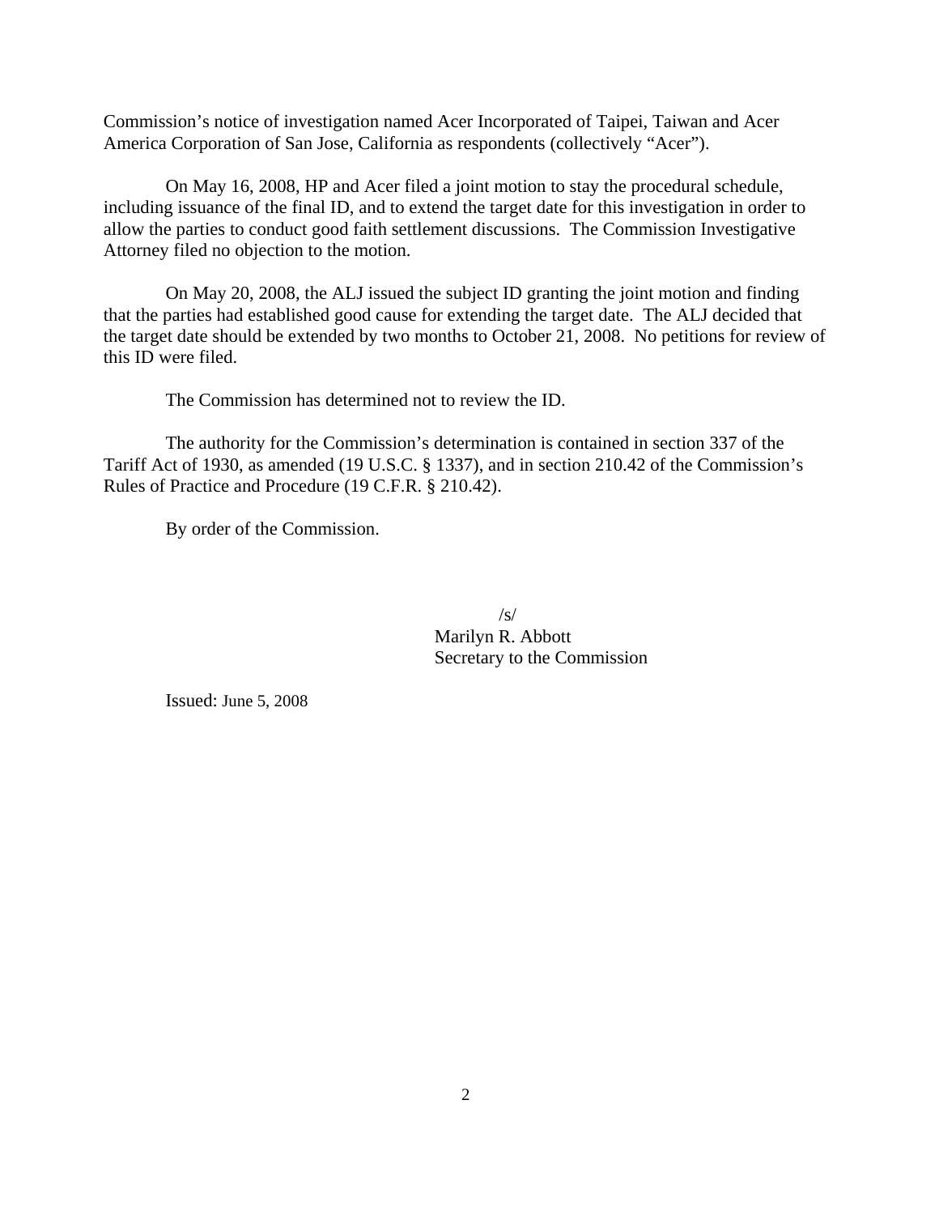Commission's notice of investigation named Acer Incorporated of Taipei, Taiwan and Acer America Corporation of San Jose, California as respondents (collectively "Acer").

On May 16, 2008, HP and Acer filed a joint motion to stay the procedural schedule, including issuance of the final ID, and to extend the target date for this investigation in order to allow the parties to conduct good faith settlement discussions. The Commission Investigative Attorney filed no objection to the motion.

On May 20, 2008, the ALJ issued the subject ID granting the joint motion and finding that the parties had established good cause for extending the target date. The ALJ decided that the target date should be extended by two months to October 21, 2008. No petitions for review of this ID were filed.

The Commission has determined not to review the ID.

The authority for the Commission's determination is contained in section 337 of the Tariff Act of 1930, as amended (19 U.S.C. § 1337), and in section 210.42 of the Commission's Rules of Practice and Procedure (19 C.F.R. § 210.42).

By order of the Commission.

/s/
Marilyn R. Abbott
Secretary to the Commission

Issued: June 5, 2008